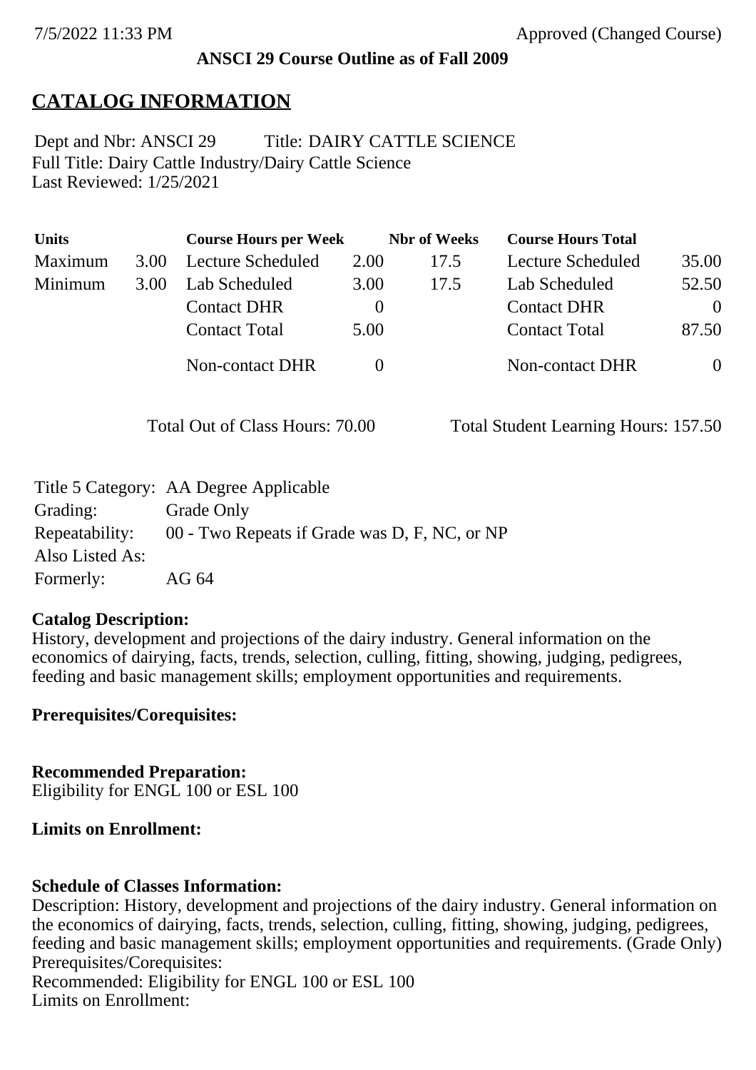**ANSCI 29 Course Outline as of Fall 2009**

# CATALOG INFORMATION

Dept and Nbr: ANSCI 29 Title: DAIRY CATTLE SCIENCE
Full Title: Dairy Cattle Industry/Dairy Cattle Science
Last Reviewed: 1/25/2021

| Units | | Course Hours per Week | | Nbr of Weeks | Course Hours Total | |
|---|---|---|---|---|---|---|
| Maximum | 3.00 | Lecture Scheduled | 2.00 | 17.5 | Lecture Scheduled | 35.00 |
| Minimum | 3.00 | Lab Scheduled | 3.00 | 17.5 | Lab Scheduled | 52.50 |
| | | Contact DHR | 0 | | Contact DHR | 0 |
| | | Contact Total | 5.00 | | Contact Total | 87.50 |
| | | Non-contact DHR | 0 | | Non-contact DHR | 0 |

Total Out of Class Hours: 70.00 Total Student Learning Hours: 157.50

Title 5 Category: AA Degree Applicable
Grading: Grade Only
Repeatability: 00 - Two Repeats if Grade was D, F, NC, or NP
Also Listed As:
Formerly: AG 64

**Catalog Description:**
History, development and projections of the dairy industry. General information on the economics of dairying, facts, trends, selection, culling, fitting, showing, judging, pedigrees, feeding and basic management skills; employment opportunities and requirements.

**Prerequisites/Corequisites:**

**Recommended Preparation:**
Eligibility for ENGL 100 or ESL 100

**Limits on Enrollment:**

**Schedule of Classes Information:**
Description: History, development and projections of the dairy industry. General information on the economics of dairying, facts, trends, selection, culling, fitting, showing, judging, pedigrees, feeding and basic management skills; employment opportunities and requirements. (Grade Only)
Prerequisites/Corequisites:
Recommended: Eligibility for ENGL 100 or ESL 100
Limits on Enrollment: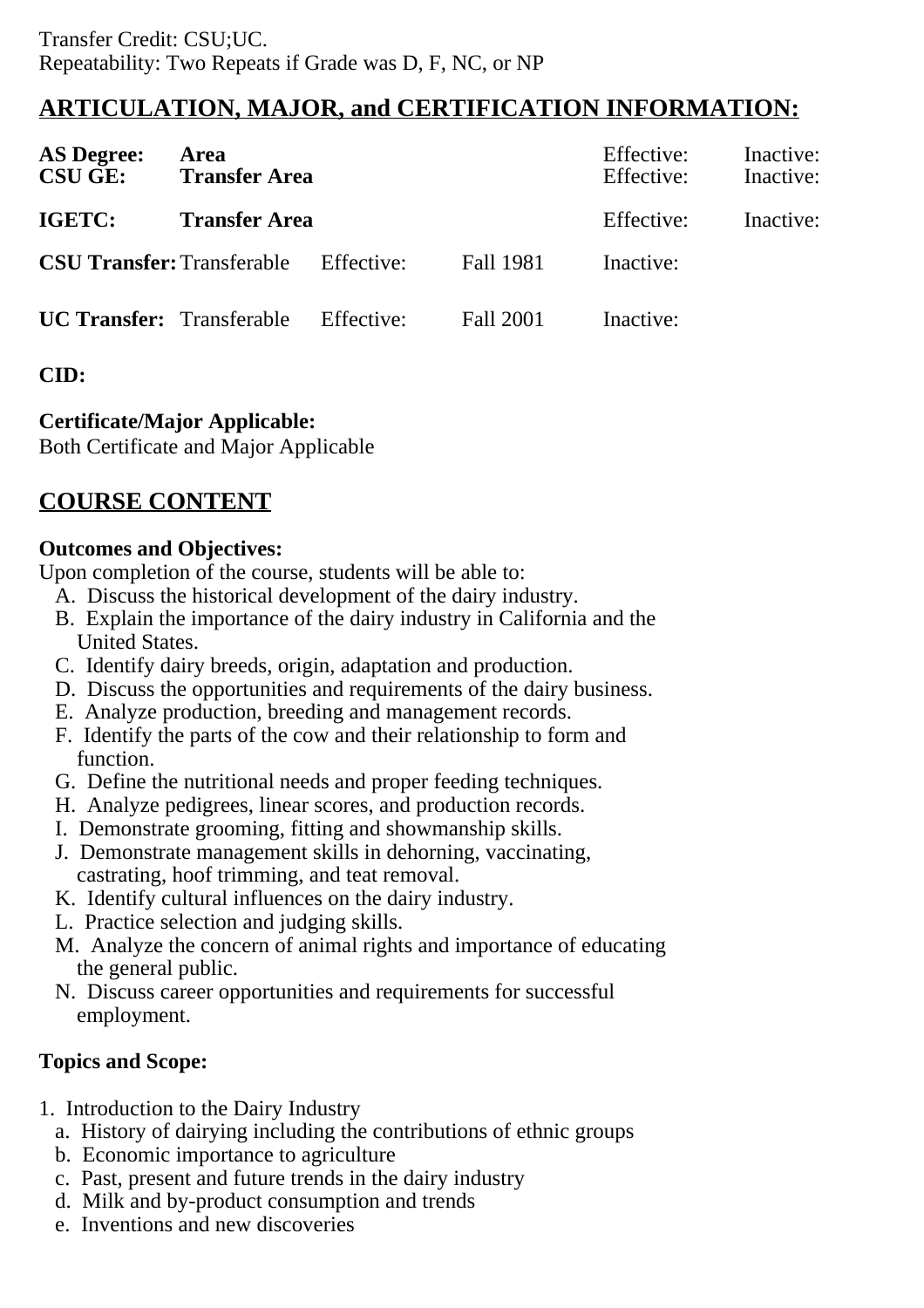Transfer Credit: CSU;UC.
Repeatability: Two Repeats if Grade was D, F, NC, or NP

## ARTICULATION, MAJOR, and CERTIFICATION INFORMATION:

| | | | | | |
|---|---|---|---|---|---|
| **AS Degree:** | **Area** | | | Effective: | Inactive: |
| **CSU GE:** | **Transfer Area** | | | Effective: | Inactive: |
| **IGETC:** | **Transfer Area** | | | Effective: | Inactive: |
| **CSU Transfer:** | Transferable | Effective: | Fall 1981 | Inactive: | |
| **UC Transfer:** | Transferable | Effective: | Fall 2001 | Inactive: | |

**CID:**

**Certificate/Major Applicable:**
Both Certificate and Major Applicable

## COURSE CONTENT

**Outcomes and Objectives:**
Upon completion of the course, students will be able to:

A. Discuss the historical development of the dairy industry.
B. Explain the importance of the dairy industry in California and the United States.
C. Identify dairy breeds, origin, adaptation and production.
D. Discuss the opportunities and requirements of the dairy business.
E. Analyze production, breeding and management records.
F. Identify the parts of the cow and their relationship to form and function.
G. Define the nutritional needs and proper feeding techniques.
H. Analyze pedigrees, linear scores, and production records.
I. Demonstrate grooming, fitting and showmanship skills.
J. Demonstrate management skills in dehorning, vaccinating, castrating, hoof trimming, and teat removal.
K. Identify cultural influences on the dairy industry.
L. Practice selection and judging skills.
M. Analyze the concern of animal rights and importance of educating the general public.
N. Discuss career opportunities and requirements for successful employment.

**Topics and Scope:**

1. Introduction to the Dairy Industry
   a. History of dairying including the contributions of ethnic groups
   b. Economic importance to agriculture
   c. Past, present and future trends in the dairy industry
   d. Milk and by-product consumption and trends
   e. Inventions and new discoveries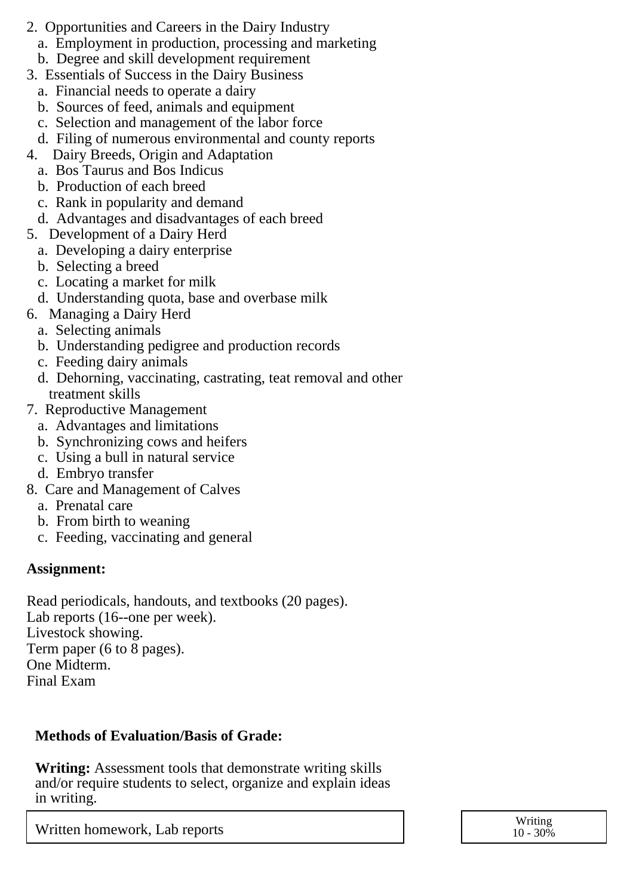2. Opportunities and Careers in the Dairy Industry
   a. Employment in production, processing and marketing
   b. Degree and skill development requirement
3. Essentials of Success in the Dairy Business
   a. Financial needs to operate a dairy
   b. Sources of feed, animals and equipment
   c. Selection and management of the labor force
   d. Filing of numerous environmental and county reports
4. Dairy Breeds, Origin and Adaptation
   a. Bos Taurus and Bos Indicus
   b. Production of each breed
   c. Rank in popularity and demand
   d. Advantages and disadvantages of each breed
5. Development of a Dairy Herd
   a. Developing a dairy enterprise
   b. Selecting a breed
   c. Locating a market for milk
   d. Understanding quota, base and overbase milk
6. Managing a Dairy Herd
   a. Selecting animals
   b. Understanding pedigree and production records
   c. Feeding dairy animals
   d. Dehorning, vaccinating, castrating, teat removal and other treatment skills
7. Reproductive Management
   a. Advantages and limitations
   b. Synchronizing cows and heifers
   c. Using a bull in natural service
   d. Embryo transfer
8. Care and Management of Calves
   a. Prenatal care
   b. From birth to weaning
   c. Feeding, vaccinating and general

**Assignment:**

Read periodicals, handouts, and textbooks (20 pages).
Lab reports (16--one per week).
Livestock showing.
Term paper (6 to 8 pages).
One Midterm.
Final Exam

**Methods of Evaluation/Basis of Grade:**

**Writing:** Assessment tools that demonstrate writing skills and/or require students to select, organize and explain ideas in writing.

| Written homework, Lab reports | Writing 10 - 30% |
|---|---|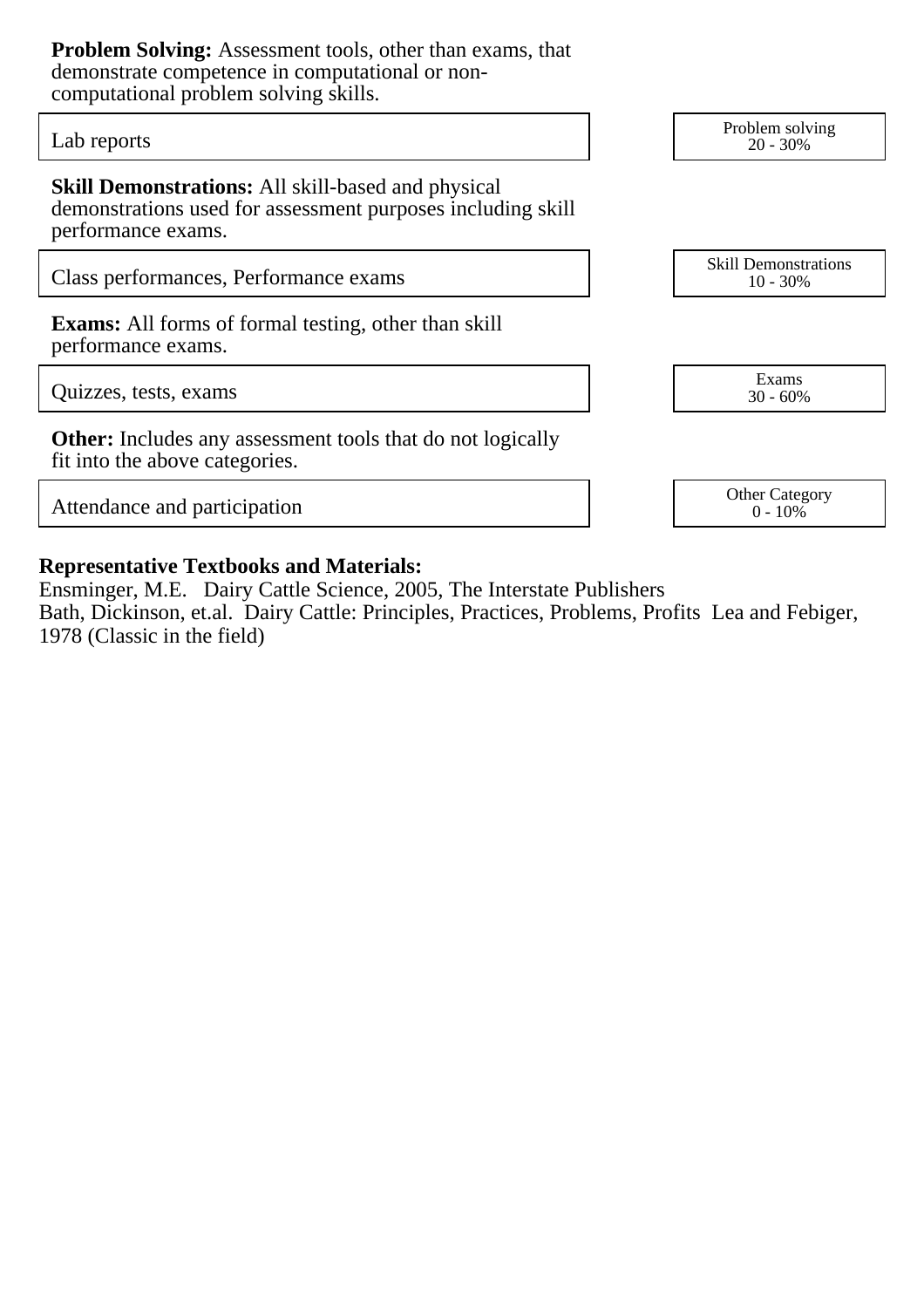**Problem Solving:** Assessment tools, other than exams, that demonstrate competence in computational or non-computational problem solving skills.

| | |
|---|---|
| Lab reports | Problem solving<br>20 - 30% |

**Skill Demonstrations:** All skill-based and physical demonstrations used for assessment purposes including skill performance exams.

| | |
|---|---|
| Class performances, Performance exams | Skill Demonstrations<br>10 - 30% |

**Exams:** All forms of formal testing, other than skill performance exams.

| | |
|---|---|
| Quizzes, tests, exams | Exams<br>30 - 60% |

**Other:** Includes any assessment tools that do not logically fit into the above categories.

| | |
|---|---|
| Attendance and participation | Other Category<br>0 - 10% |

**Representative Textbooks and Materials:**

Ensminger, M.E. Dairy Cattle Science, 2005, The Interstate Publishers
Bath, Dickinson, et.al. Dairy Cattle: Principles, Practices, Problems, Profits Lea and Febiger, 1978 (Classic in the field)